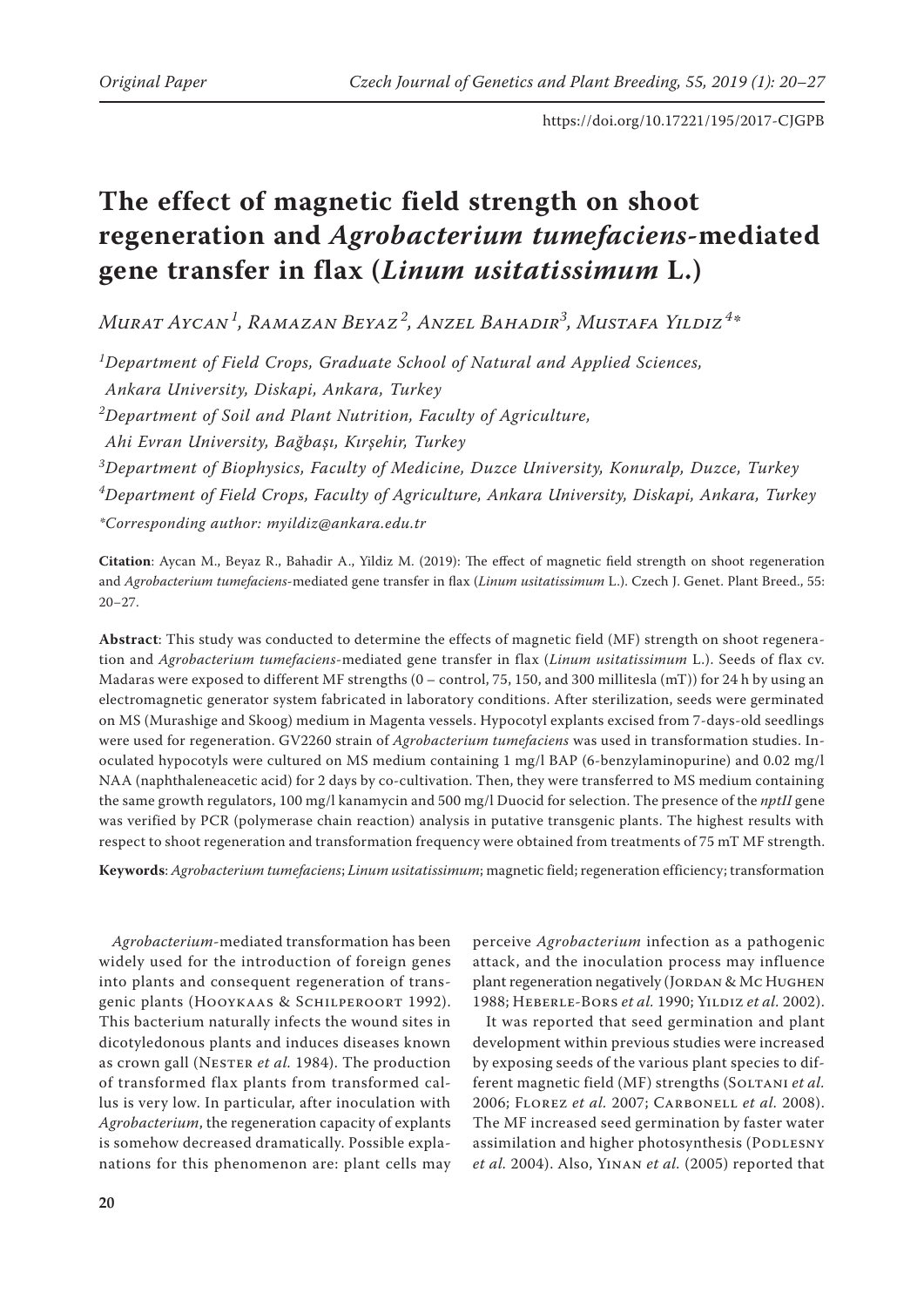Original Paper

https://doi.org/10.17221/195/2017-CJGPB

# The effect of magnetic field strength on shoot regeneration and *Agrobacterium tumefaciens*-mediated gene transfer in flax (*Linum usitatissimum* L.)

*Murat Aycan*[1], *Ramazan Beyaz*[2], *Anzel Bahadir*[3], *Mustafa Yildiz*[4]*

[1]*Department of Field Crops, Graduate School of Natural and Applied Sciences, Ankara University, Diskapi, Ankara, Turkey*

[2]*Department of Soil and Plant Nutrition, Faculty of Agriculture, Ahi Evran University, Bağbaşı, Kırşehir, Turkey*

[3]*Department of Biophysics, Faculty of Medicine, Duzce University, Konuralp, Duzce, Turkey*

[4]*Department of Field Crops, Faculty of Agriculture, Ankara University, Diskapi, Ankara, Turkey*

**Corresponding author: myildiz@ankara.edu.tr*

**Citation**: Aycan M., Beyaz R., Bahadir A., Yildiz M. (2019): The effect of magnetic field strength on shoot regeneration and *Agrobacterium tumefaciens*-mediated gene transfer in flax (*Linum usitatissimum* L.). Czech J. Genet. Plant Breed., 55: 20–27.

**Abstract**: This study was conducted to determine the effects of magnetic field (MF) strength on shoot regeneration and *Agrobacterium tumefaciens*-mediated gene transfer in flax (*Linum usitatissimum* L.). Seeds of flax cv. Madaras were exposed to different MF strengths (0 – control, 75, 150, and 300 millitesla (mT)) for 24 h by using an electromagnetic generator system fabricated in laboratory conditions. After sterilization, seeds were germinated on MS (Murashige and Skoog) medium in Magenta vessels. Hypocotyl explants excised from 7-days-old seedlings were used for regeneration. GV2260 strain of *Agrobacterium tumefaciens* was used in transformation studies. Inoculated hypocotyls were cultured on MS medium containing 1 mg/l BAP (6-benzylaminopurine) and 0.02 mg/l NAA (naphthaleneacetic acid) for 2 days by co-cultivation. Then, they were transferred to MS medium containing the same growth regulators, 100 mg/l kanamycin and 500 mg/l Duocid for selection. The presence of the *nptII* gene was verified by PCR (polymerase chain reaction) analysis in putative transgenic plants. The highest results with respect to shoot regeneration and transformation frequency were obtained from treatments of 75 mT MF strength.

**Keywords**: *Agrobacterium tumefaciens*; *Linum usitatissimum*; magnetic field; regeneration efficiency; transformation

*Agrobacterium*-mediated transformation has been widely used for the introduction of foreign genes into plants and consequent regeneration of transgenic plants (Hooykaas & Schilperoort 1992). This bacterium naturally infects the wound sites in dicotyledonous plants and induces diseases known as crown gall (Nester *et al.* 1984). The production of transformed flax plants from transformed callus is very low. In particular, after inoculation with *Agrobacterium*, the regeneration capacity of explants is somehow decreased dramatically. Possible explanations for this phenomenon are: plant cells may perceive *Agrobacterium* infection as a pathogenic attack, and the inoculation process may influence plant regeneration negatively (Jordan & Mc Hughen 1988; Heberle-Bors *et al.* 1990; Yildiz *et al.* 2002).

It was reported that seed germination and plant development within previous studies were increased by exposing seeds of the various plant species to different magnetic field (MF) strengths (Soltani *et al.* 2006; Florez *et al.* 2007; Carbonell *et al.* 2008). The MF increased seed germination by faster water assimilation and higher photosynthesis (Podlesny *et al.* 2004). Also, Yinan *et al.* (2005) reported that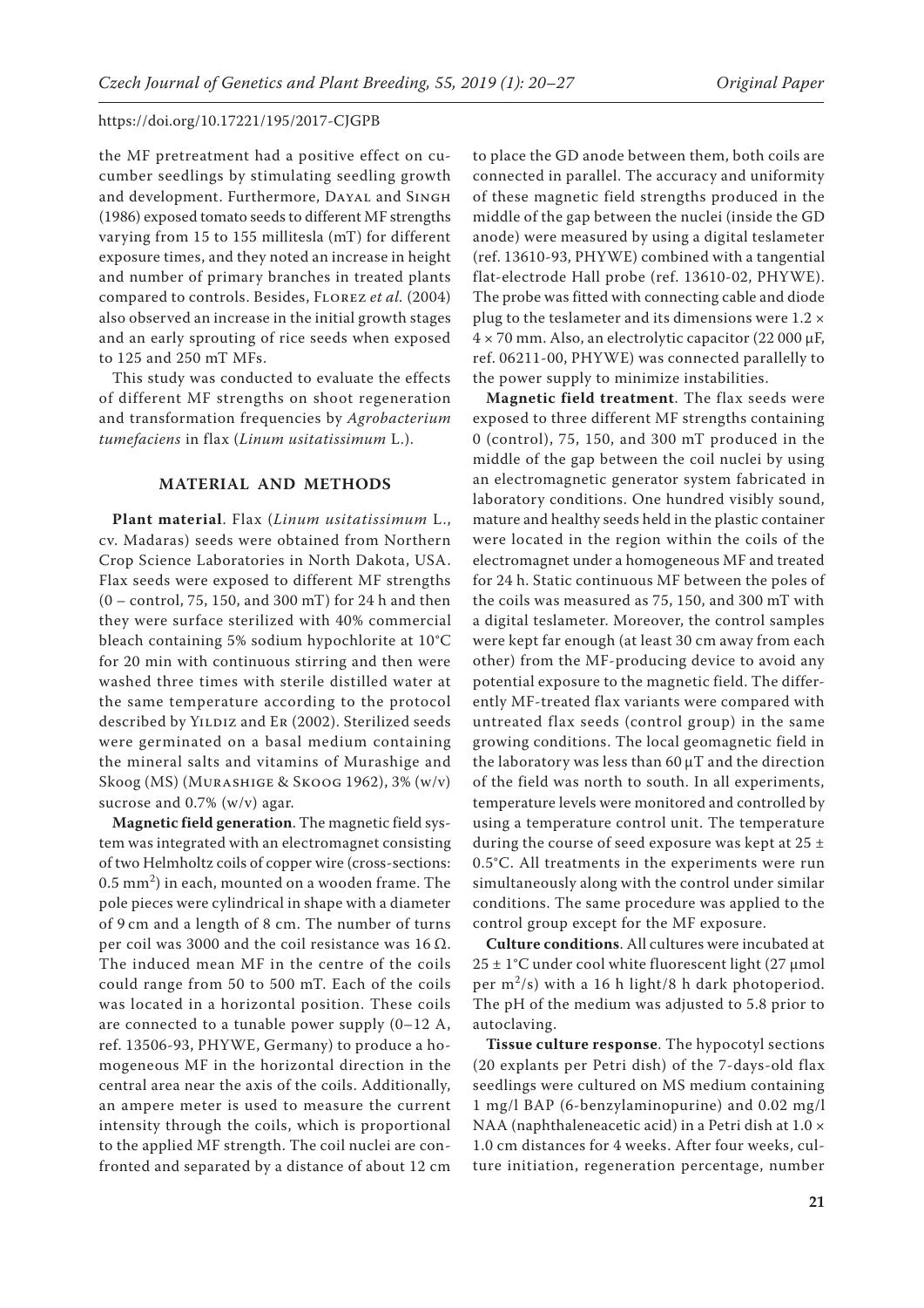the MF pretreatment had a positive effect on cucumber seedlings by stimulating seedling growth and development. Furthermore, Dayal and Singh (1986) exposed tomato seeds to different MF strengths varying from 15 to 155 millitesla (mT) for different exposure times, and they noted an increase in height and number of primary branches in treated plants compared to controls. Besides, Florez *et al.* (2004) also observed an increase in the initial growth stages and an early sprouting of rice seeds when exposed to 125 and 250 mT MFs.

This study was conducted to evaluate the effects of different MF strengths on shoot regeneration and transformation frequencies by *Agrobacterium tumefaciens* in flax (*Linum usitatissimum* L.).

## MATERIAL AND METHODS

**Plant material**. Flax (*Linum usitatissimum* L., cv. Madaras) seeds were obtained from Northern Crop Science Laboratories in North Dakota, USA. Flax seeds were exposed to different MF strengths (0 – control, 75, 150, and 300 mT) for 24 h and then they were surface sterilized with 40% commercial bleach containing 5% sodium hypochlorite at 10°C for 20 min with continuous stirring and then were washed three times with sterile distilled water at the same temperature according to the protocol described by Yildiz and Er (2002). Sterilized seeds were germinated on a basal medium containing the mineral salts and vitamins of Murashige and Skoog (MS) (Murashige & Skoog 1962), 3% (w/v) sucrose and 0.7% (w/v) agar.

**Magnetic field generation**. The magnetic field system was integrated with an electromagnet consisting of two Helmholtz coils of copper wire (cross-sections: 0.5 $mm^2$) in each, mounted on a wooden frame. The pole pieces were cylindrical in shape with a diameter of 9 cm and a length of 8 cm. The number of turns per coil was 3000 and the coil resistance was 16 Ω. The induced mean MF in the centre of the coils could range from 50 to 500 mT. Each of the coils was located in a horizontal position. These coils are connected to a tunable power supply (0–12 A, ref. 13506-93, PHYWE, Germany) to produce a homogeneous MF in the horizontal direction in the central area near the axis of the coils. Additionally, an ampere meter is used to measure the current intensity through the coils, which is proportional to the applied MF strength. The coil nuclei are confronted and separated by a distance of about 12 cm to place the GD anode between them, both coils are connected in parallel. The accuracy and uniformity of these magnetic field strengths produced in the middle of the gap between the nuclei (inside the GD anode) were measured by using a digital teslameter (ref. 13610-93, PHYWE) combined with a tangential flat-electrode Hall probe (ref. 13610-02, PHYWE). The probe was fitted with connecting cable and diode plug to the teslameter and its dimensions were 1.2 × 4 × 70 mm. Also, an electrolytic capacitor (22 000 µF, ref. 06211-00, PHYWE) was connected parallelly to the power supply to minimize instabilities.

**Magnetic field treatment**. The flax seeds were exposed to three different MF strengths containing 0 (control), 75, 150, and 300 mT produced in the middle of the gap between the coil nuclei by using an electromagnetic generator system fabricated in laboratory conditions. One hundred visibly sound, mature and healthy seeds held in the plastic container were located in the region within the coils of the electromagnet under a homogeneous MF and treated for 24 h. Static continuous MF between the poles of the coils was measured as 75, 150, and 300 mT with a digital teslameter. Moreover, the control samples were kept far enough (at least 30 cm away from each other) from the MF-producing device to avoid any potential exposure to the magnetic field. The differently MF-treated flax variants were compared with untreated flax seeds (control group) in the same growing conditions. The local geomagnetic field in the laboratory was less than 60 µT and the direction of the field was north to south. In all experiments, temperature levels were monitored and controlled by using a temperature control unit. The temperature during the course of seed exposure was kept at 25 ± 0.5°C. All treatments in the experiments were run simultaneously along with the control under similar conditions. The same procedure was applied to the control group except for the MF exposure.

**Culture conditions**. All cultures were incubated at 25 ± 1°C under cool white fluorescent light (27 µmol per $m^2$/s) with a 16 h light/8 h dark photoperiod. The pH of the medium was adjusted to 5.8 prior to autoclaving.

**Tissue culture response**. The hypocotyl sections (20 explants per Petri dish) of the 7-days-old flax seedlings were cultured on MS medium containing 1 mg/l BAP (6-benzylaminopurine) and 0.02 mg/l NAA (naphthaleneacetic acid) in a Petri dish at 1.0 × 1.0 cm distances for 4 weeks. After four weeks, culture initiation, regeneration percentage, number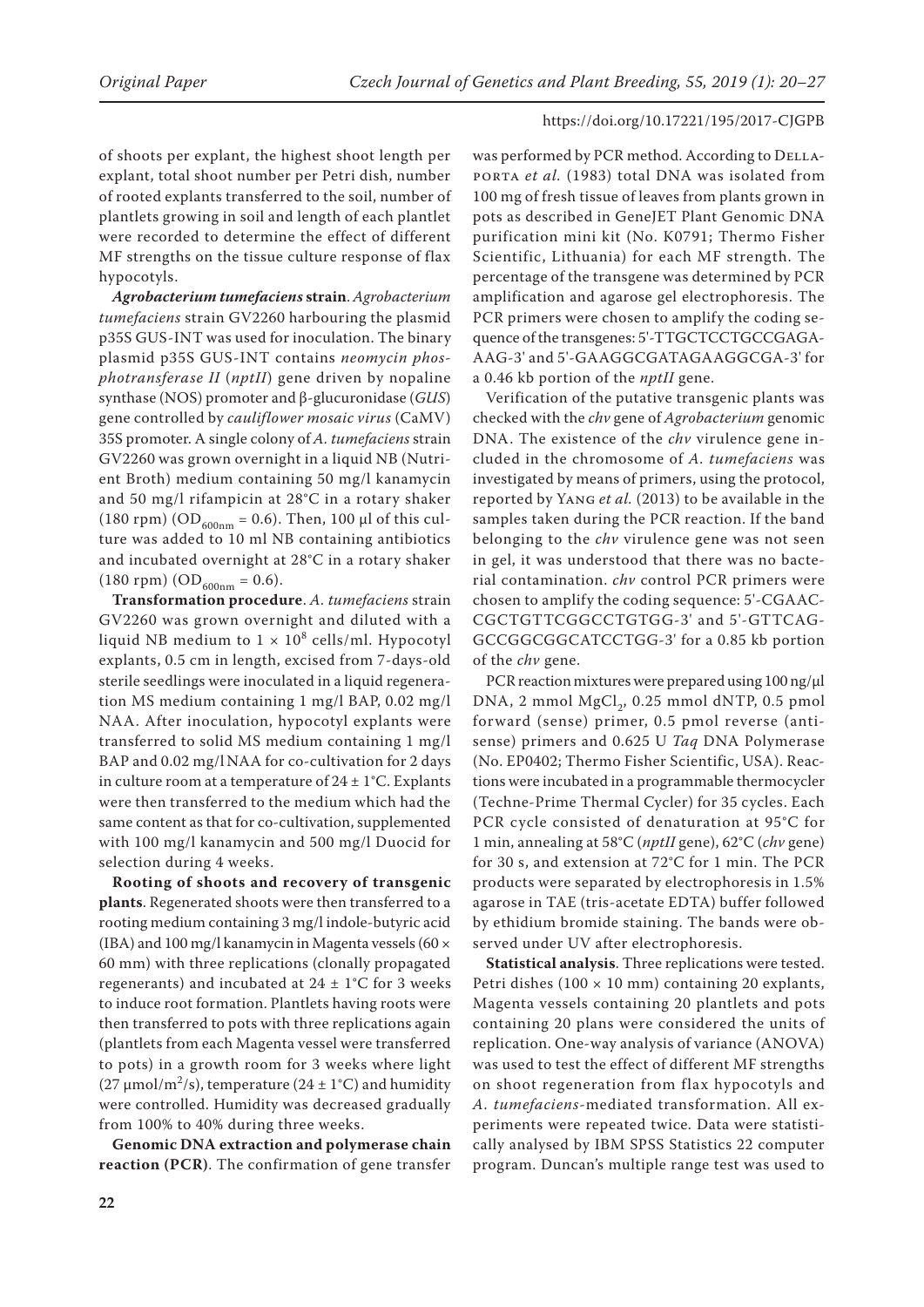of shoots per explant, the highest shoot length per explant, total shoot number per Petri dish, number of rooted explants transferred to the soil, number of plantlets growing in soil and length of each plantlet were recorded to determine the effect of different MF strengths on the tissue culture response of flax hypocotyls.

***Agrobacterium tumefaciens* strain**. *Agrobacterium tumefaciens* strain GV2260 harbouring the plasmid p35S GUS-INT was used for inoculation. The binary plasmid p35S GUS-INT contains *neomycin phosphotransferase II* (*nptII*) gene driven by nopaline synthase (NOS) promoter and β-glucuronidase (*GUS*) gene controlled by *cauliflower mosaic virus* (CaMV) 35S promoter. A single colony of *A. tumefaciens* strain GV2260 was grown overnight in a liquid NB (Nutrient Broth) medium containing 50 mg/l kanamycin and 50 mg/l rifampicin at 28°C in a rotary shaker (180 rpm) ($OD_{600nm}$ = 0.6). Then, 100 µl of this culture was added to 10 ml NB containing antibiotics and incubated overnight at 28°C in a rotary shaker (180 rpm) ($OD_{600nm}$ = 0.6).

**Transformation procedure**. *A. tumefaciens* strain GV2260 was grown overnight and diluted with a liquid NB medium to $1 \times 10^8$ cells/ml. Hypocotyl explants, 0.5 cm in length, excised from 7-days-old sterile seedlings were inoculated in a liquid regeneration MS medium containing 1 mg/l BAP, 0.02 mg/l NAA. After inoculation, hypocotyl explants were transferred to solid MS medium containing 1 mg/l BAP and 0.02 mg/l NAA for co-cultivation for 2 days in culture room at a temperature of 24 ± 1°C. Explants were then transferred to the medium which had the same content as that for co-cultivation, supplemented with 100 mg/l kanamycin and 500 mg/l Duocid for selection during 4 weeks.

**Rooting of shoots and recovery of transgenic plants**. Regenerated shoots were then transferred to a rooting medium containing 3 mg/l indole-butyric acid (IBA) and 100 mg/l kanamycin in Magenta vessels (60 × 60 mm) with three replications (clonally propagated regenerants) and incubated at 24 ± 1°C for 3 weeks to induce root formation. Plantlets having roots were then transferred to pots with three replications again (plantlets from each Magenta vessel were transferred to pots) in a growth room for 3 weeks where light (27 µmol/$m^2$/s), temperature (24 ± 1°C) and humidity were controlled. Humidity was decreased gradually from 100% to 40% during three weeks.

**Genomic DNA extraction and polymerase chain reaction (PCR)**. The confirmation of gene transfer was performed by PCR method. According to Dellaporta *et al.* (1983) total DNA was isolated from 100 mg of fresh tissue of leaves from plants grown in pots as described in GeneJET Plant Genomic DNA purification mini kit (No. K0791; Thermo Fisher Scientific, Lithuania) for each MF strength. The percentage of the transgene was determined by PCR amplification and agarose gel electrophoresis. The PCR primers were chosen to amplify the coding sequence of the transgenes: 5'-TTGCTCCTGCCGAGAAAG-3' and 5'-GAAGGCGATAGAAGGCGA-3' for a 0.46 kb portion of the *nptII* gene.

Verification of the putative transgenic plants was checked with the *chv* gene of *Agrobacterium* genomic DNA. The existence of the *chv* virulence gene included in the chromosome of *A. tumefaciens* was investigated by means of primers, using the protocol, reported by Yang *et al.* (2013) to be available in the samples taken during the PCR reaction. If the band belonging to the *chv* virulence gene was not seen in gel, it was understood that there was no bacterial contamination. *chv* control PCR primers were chosen to amplify the coding sequence: 5'-CGAACCGCTGTTCGGCCTGTGG-3' and 5'-GTTCAGGCCGGCGGCATCCTGG-3' for a 0.85 kb portion of the *chv* gene.

PCR reaction mixtures were prepared using 100 ng/µl DNA, 2 mmol $MgCl_2$, 0.25 mmol dNTP, 0.5 pmol forward (sense) primer, 0.5 pmol reverse (antisense) primers and 0.625 U *Taq* DNA Polymerase (No. EP0402; Thermo Fisher Scientific, USA). Reactions were incubated in a programmable thermocycler (Techne-Prime Thermal Cycler) for 35 cycles. Each PCR cycle consisted of denaturation at 95°C for 1 min, annealing at 58°C (*nptII* gene), 62°C (*chv* gene) for 30 s, and extension at 72°C for 1 min. The PCR products were separated by electrophoresis in 1.5% agarose in TAE (tris-acetate EDTA) buffer followed by ethidium bromide staining. The bands were observed under UV after electrophoresis.

**Statistical analysis**. Three replications were tested. Petri dishes (100 × 10 mm) containing 20 explants, Magenta vessels containing 20 plantlets and pots containing 20 plans were considered the units of replication. One-way analysis of variance (ANOVA) was used to test the effect of different MF strengths on shoot regeneration from flax hypocotyls and *A. tumefaciens*-mediated transformation. All experiments were repeated twice. Data were statistically analysed by IBM SPSS Statistics 22 computer program. Duncan's multiple range test was used to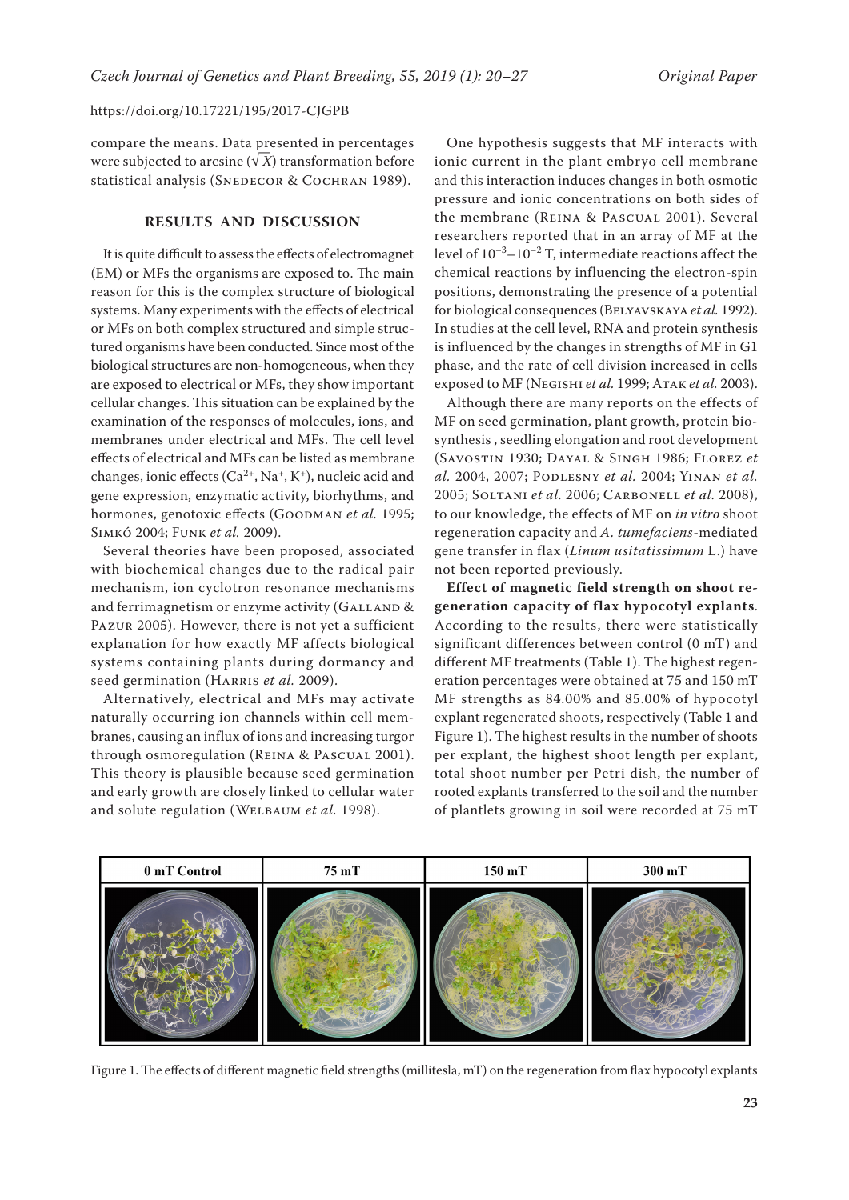compare the means. Data presented in percentages were subjected to arcsine ($\sqrt{X}$) transformation before statistical analysis (Snedecor & Cochran 1989).

## RESULTS AND DISCUSSION

It is quite difficult to assess the effects of electromagnet (EM) or MFs the organisms are exposed to. The main reason for this is the complex structure of biological systems. Many experiments with the effects of electrical or MFs on both complex structured and simple structured organisms have been conducted. Since most of the biological structures are non-homogeneous, when they are exposed to electrical or MFs, they show important cellular changes. This situation can be explained by the examination of the responses of molecules, ions, and membranes under electrical and MFs. The cell level effects of electrical and MFs can be listed as membrane changes, ionic effects ($Ca^{2+}$, $Na^{+}$, $K^{+}$), nucleic acid and gene expression, enzymatic activity, biorhythms, and hormones, genotoxic effects (Goodman *et al.* 1995; Simkó 2004; Funk *et al.* 2009).

Several theories have been proposed, associated with biochemical changes due to the radical pair mechanism, ion cyclotron resonance mechanisms and ferrimagnetism or enzyme activity (Galland & Pazur 2005). However, there is not yet a sufficient explanation for how exactly MF affects biological systems containing plants during dormancy and seed germination (Harris *et al.* 2009).

Alternatively, electrical and MFs may activate naturally occurring ion channels within cell membranes, causing an influx of ions and increasing turgor through osmoregulation (Reina & Pascual 2001). This theory is plausible because seed germination and early growth are closely linked to cellular water and solute regulation (Welbaum *et al.* 1998).

One hypothesis suggests that MF interacts with ionic current in the plant embryo cell membrane and this interaction induces changes in both osmotic pressure and ionic concentrations on both sides of the membrane (Reina & Pascual 2001). Several researchers reported that in an array of MF at the level of $10^{-3}$–$10^{-2}$ T, intermediate reactions affect the chemical reactions by influencing the electron-spin positions, demonstrating the presence of a potential for biological consequences (Belyavskaya *et al.* 1992). In studies at the cell level, RNA and protein synthesis is influenced by the changes in strengths of MF in G1 phase, and the rate of cell division increased in cells exposed to MF (Negishi *et al.* 1999; Atak *et al.* 2003).

Although there are many reports on the effects of MF on seed germination, plant growth, protein biosynthesis , seedling elongation and root development (Savostin 1930; Dayal & Singh 1986; Florez *et al.* 2004, 2007; Podlesny *et al.* 2004; Yinan *et al.* 2005; Soltani *et al.* 2006; Carbonell *et al.* 2008), to our knowledge, the effects of MF on *in vitro* shoot regeneration capacity and *A. tumefaciens*-mediated gene transfer in flax (*Linum usitatissimum* L.) have not been reported previously.

**Effect of magnetic field strength on shoot regeneration capacity of flax hypocotyl explants**. According to the results, there were statistically significant differences between control (0 mT) and different MF treatments (Table 1). The highest regeneration percentages were obtained at 75 and 150 mT MF strengths as 84.00% and 85.00% of hypocotyl explant regenerated shoots, respectively (Table 1 and Figure 1). The highest results in the number of shoots per explant, the highest shoot length per explant, total shoot number per Petri dish, the number of rooted explants transferred to the soil and the number of plantlets growing in soil were recorded at 75 mT

| 0 mT Control | 75 mT | 150 mT | 300 mT |
|---|---|---|---|

Figure 1. The effects of different magnetic field strengths (millitesla, mT) on the regeneration from flax hypocotyl explants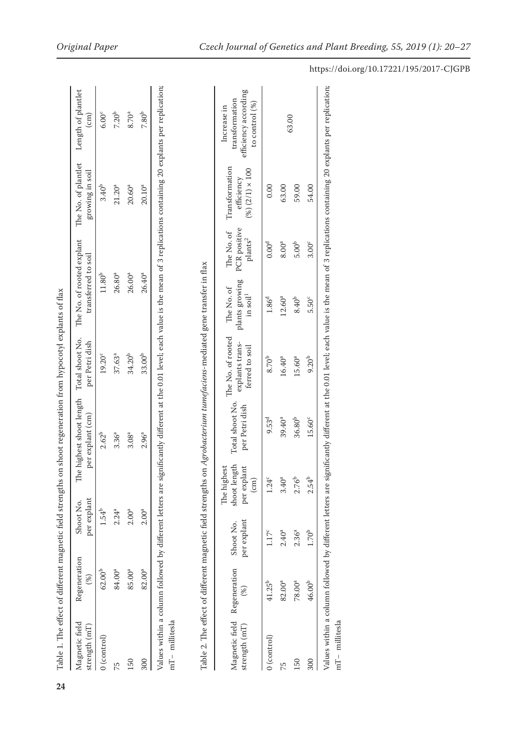Table 1. The effect of different magnetic field strengths on shoot regeneration from hypocotyl explants of flax

| Magnetic field strength (mT) | Regeneration (%) | Shoot No. per explant | The highest shoot length per explant (cm) | Total shoot No. per Petri dish | The No. of rooted explant transferred to soil | The No. of plantlet growing in soil | Length of plantlet (cm) |
|---|---|---|---|---|---|---|---|
| 0 (control) | 62.00[b] | 1.54[b] | 2.62[b] | 19.20[c] | 11.80[b] | 3.40[b] | 6.00[c] |
| 75 | 84.00[a] | 2.24[a] | 3.36[a] | 37.63[a] | 26.80[a] | 21.20[a] | 7.20[b] |
| 150 | 85.00[a] | 2.00[a] | 3.08[a] | 34.20[b] | 26.00[a] | 20.60[a] | 8.70[a] |
| 300 | 82.00[a] | 2.00[a] | 2.96[a] | 33.00[b] | 26.40[a] | 20.10[a] | 7.80[b] |

Values within a column followed by different letters are significantly different at the 0.01 level; each value is the mean of 3 replications containing 20 explants per replication; mT – millitesla

Table 2. The effect of different magnetic field strengths on *Agrobacterium tumefaciens*-mediated gene transfer in flax

| Magnetic field strength (mT) | Regeneration (%) | Shoot No. per explant | The highest shoot length per explant (cm) | Total shoot No. per Petri dish | The No. of rooted explants transferred to soil | The No. of plants growing in soil[1] | The No. of PCR positive plants[2] | Transformation efficiency (%) (2/1) × 100 | Increase in transformation efficiency according to control (%) |
|---|---|---|---|---|---|---|---|---|---|
| 0 (control) | 41.25[b] | 1.17[c] | 1.24[c] | 9.53[d] | 8.70[b] | 1.86[d] | 0.00[d] | 0.00 | |
| 75 | 82.00[a] | 2.40[a] | 3.40[a] | 39.40[a] | 16.40[a] | 12.60[a] | 8.00[a] | 63.00 | 63.00 |
| 150 | 78.00[a] | 2.36[a] | 2.76[b] | 36.80[b] | 15.60[a] | 8.40[b] | 5.00[b] | 59.00 | |
| 300 | 46.00[b] | 1.70[b] | 2.54[b] | 15.60[c] | 9.20[b] | 5.50[c] | 3.00[c] | 54.00 | |

Values within a column followed by different letters are significantly different at the 0.01 level; each value is the mean of 3 replications containing 20 explants per replication; mT – millitesla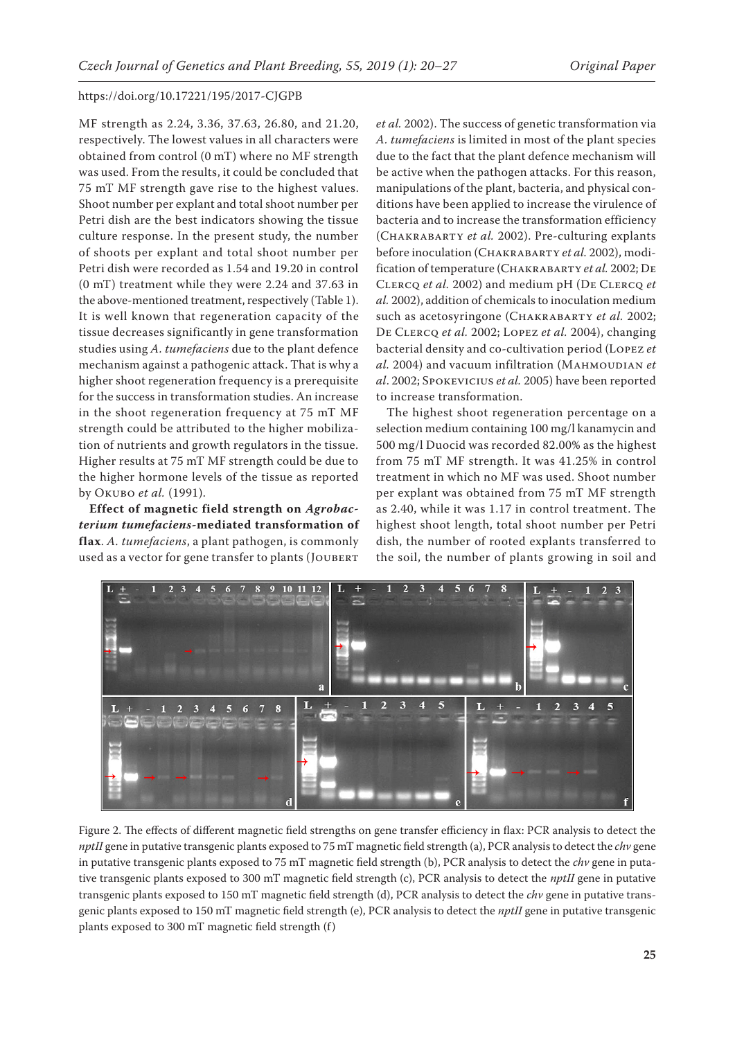MF strength as 2.24, 3.36, 37.63, 26.80, and 21.20, respectively. The lowest values in all characters were obtained from control (0 mT) where no MF strength was used. From the results, it could be concluded that 75 mT MF strength gave rise to the highest values. Shoot number per explant and total shoot number per Petri dish are the best indicators showing the tissue culture response. In the present study, the number of shoots per explant and total shoot number per Petri dish were recorded as 1.54 and 19.20 in control (0 mT) treatment while they were 2.24 and 37.63 in the above-mentioned treatment, respectively (Table 1). It is well known that regeneration capacity of the tissue decreases significantly in gene transformation studies using *A. tumefaciens* due to the plant defence mechanism against a pathogenic attack. That is why a higher shoot regeneration frequency is a prerequisite for the success in transformation studies. An increase in the shoot regeneration frequency at 75 mT MF strength could be attributed to the higher mobilization of nutrients and growth regulators in the tissue. Higher results at 75 mT MF strength could be due to the higher hormone levels of the tissue as reported by Okubo *et al.* (1991).

**Effect of magnetic field strength on *Agrobacterium tumefaciens*-mediated transformation of flax**. *A. tumefaciens*, a plant pathogen, is commonly used as a vector for gene transfer to plants (Joubert *et al.* 2002). The success of genetic transformation via *A. tumefaciens* is limited in most of the plant species due to the fact that the plant defence mechanism will be active when the pathogen attacks. For this reason, manipulations of the plant, bacteria, and physical conditions have been applied to increase the virulence of bacteria and to increase the transformation efficiency (Chakrabarty *et al.* 2002). Pre-culturing explants before inoculation (Chakrabarty *et al.* 2002), modification of temperature (Chakrabarty *et al.* 2002; De Clercq *et al.* 2002) and medium pH (De Clercq *et al.* 2002), addition of chemicals to inoculation medium such as acetosyringone (Chakrabarty *et al.* 2002; De Clercq *et al.* 2002; Lopez *et al.* 2004), changing bacterial density and co-cultivation period (Lopez *et al.* 2004) and vacuum infiltration (Mahmoudian *et al*. 2002; Spokevicius *et al.* 2005) have been reported to increase transformation.

The highest shoot regeneration percentage on a selection medium containing 100 mg/l kanamycin and 500 mg/l Duocid was recorded 82.00% as the highest from 75 mT MF strength. It was 41.25% in control treatment in which no MF was used. Shoot number per explant was obtained from 75 mT MF strength as 2.40, while it was 1.17 in control treatment. The highest shoot length, total shoot number per Petri dish, the number of rooted explants transferred to the soil, the number of plants growing in soil and

Figure 2. The effects of different magnetic field strengths on gene transfer efficiency in flax: PCR analysis to detect the *nptII* gene in putative transgenic plants exposed to 75 mT magnetic field strength (a), PCR analysis to detect the *chv* gene in putative transgenic plants exposed to 75 mT magnetic field strength (b), PCR analysis to detect the *chv* gene in putative transgenic plants exposed to 300 mT magnetic field strength (c), PCR analysis to detect the *nptII* gene in putative transgenic plants exposed to 150 mT magnetic field strength (d), PCR analysis to detect the *chv* gene in putative transgenic plants exposed to 150 mT magnetic field strength (e), PCR analysis to detect the *nptII* gene in putative transgenic plants exposed to 300 mT magnetic field strength (f)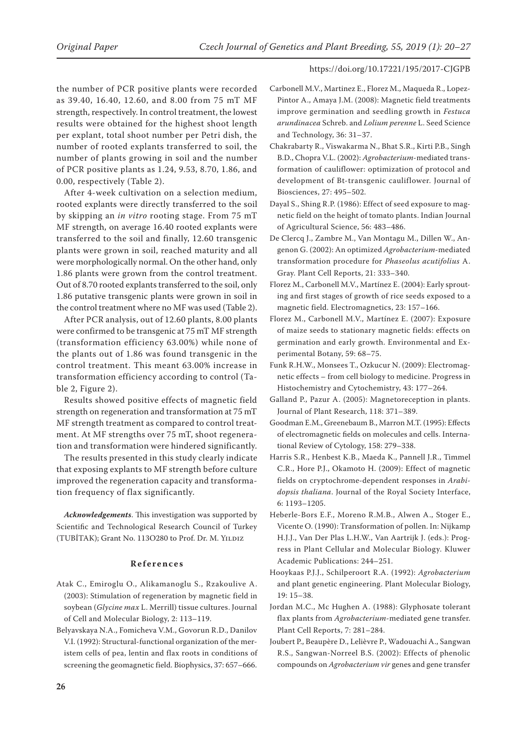the number of PCR positive plants were recorded as 39.40, 16.40, 12.60, and 8.00 from 75 mT MF strength, respectively. In control treatment, the lowest results were obtained for the highest shoot length per explant, total shoot number per Petri dish, the number of rooted explants transferred to soil, the number of plants growing in soil and the number of PCR positive plants as 1.24, 9.53, 8.70, 1.86, and 0.00, respectively (Table 2).

After 4-week cultivation on a selection medium, rooted explants were directly transferred to the soil by skipping an *in vitro* rooting stage. From 75 mT MF strength, on average 16.40 rooted explants were transferred to the soil and finally, 12.60 transgenic plants were grown in soil, reached maturity and all were morphologically normal. On the other hand, only 1.86 plants were grown from the control treatment. Out of 8.70 rooted explants transferred to the soil, only 1.86 putative transgenic plants were grown in soil in the control treatment where no MF was used (Table 2).

After PCR analysis, out of 12.60 plants, 8.00 plants were confirmed to be transgenic at 75 mT MF strength (transformation efficiency 63.00%) while none of the plants out of 1.86 was found transgenic in the control treatment. This meant 63.00% increase in transformation efficiency according to control (Table 2, Figure 2).

Results showed positive effects of magnetic field strength on regeneration and transformation at 75 mT MF strength treatment as compared to control treatment. At MF strengths over 75 mT, shoot regeneration and transformation were hindered significantly.

The results presented in this study clearly indicate that exposing explants to MF strength before culture improved the regeneration capacity and transformation frequency of flax significantly.

***Acknowledgements**.* This investigation was supported by Scientific and Technological Research Council of Turkey (TUBİTAK); Grant No. 113O280 to Prof. Dr. M. Yildiz

## References

Atak C., Emiroglu O., Alikamanoglu S., Rzakoulive A. (2003): Stimulation of regeneration by magnetic field in soybean (*Glycine max* L. Merrill) tissue cultures. Journal of Cell and Molecular Biology, 2: 113–119.

Belyavskaya N.A., Fomicheva V.M., Govorun R.D., Danilov V.I. (1992): Structural-functional organization of the meristem cells of pea, lentin and flax roots in conditions of screening the geomagnetic field. Biophysics, 37: 657–666.

Carbonell M.V., Martinez E., Florez M., Maqueda R., Lopez-Pintor A., Amaya J.M. (2008): Magnetic field treatments improve germination and seedling growth in *Festuca arundinacea* Schreb. and *Lolium perenne* L. Seed Science and Technology, 36: 31–37.

Chakrabarty R., Viswakarma N., Bhat S.R., Kirti P.B., Singh B.D., Chopra V.L. (2002): *Agrobacterium*-mediated transformation of cauliflower: optimization of protocol and development of Bt-transgenic cauliflower. Journal of Biosciences, 27: 495–502.

Dayal S., Shing R.P. (1986): Effect of seed exposure to magnetic field on the height of tomato plants. Indian Journal of Agricultural Science, 56: 483–486.

De Clercq J., Zambre M., Van Montagu M., Dillen W., Angenon G. (2002): An optimized *Agrobacterium*-mediated transformation procedure for *Phaseolus acutifolius* A. Gray. Plant Cell Reports, 21: 333–340.

Florez M., Carbonell M.V., Martínez E. (2004): Early sprouting and first stages of growth of rice seeds exposed to a magnetic field. Electromagnetics, 23: 157–166.

Florez M., Carbonell M.V., Martínez E. (2007): Exposure of maize seeds to stationary magnetic fields: effects on germination and early growth. Environmental and Experimental Botany, 59: 68–75.

Funk R.H.W., Monsees T., Ozkucur N. (2009): Electromagnetic effects – from cell biology to medicine. Progress in Histochemistry and Cytochemistry, 43: 177–264.

Galland P., Pazur A. (2005): Magnetoreception in plants. Journal of Plant Research, 118: 371–389.

Goodman E.M., Greenebaum B., Marron M.T. (1995): Effects of electromagnetic fields on molecules and cells. International Review of Cytology, 158: 279–338.

Harris S.R., Henbest K.B., Maeda K., Pannell J.R., Timmel C.R., Hore P.J., Okamoto H. (2009): Effect of magnetic fields on cryptochrome-dependent responses in *Arabidopsis thaliana*. Journal of the Royal Society Interface, 6: 1193–1205.

Heberle-Bors E.F., Moreno R.M.B., Alwen A., Stoger E., Vicente O. (1990): Transformation of pollen. In: Nijkamp H.J.J., Van Der Plas L.H.W., Van Aartrijk J. (eds.): Progress in Plant Cellular and Molecular Biology. Kluwer Academic Publications: 244–251.

Hooykaas P.J.J., Schilperoort R.A. (1992): *Agrobacterium* and plant genetic engineering. Plant Molecular Biology, 19: 15–38.

Jordan M.C., Mc Hughen A. (1988): Glyphosate tolerant flax plants from *Agrobacterium*-mediated gene transfer. Plant Cell Reports, 7: 281–284.

Joubert P., Beaupère D., Lelièvre P., Wadouachi A., Sangwan R.S., Sangwan-Norreel B.S. (2002): Effects of phenolic compounds on *Agrobacterium vir* genes and gene transfer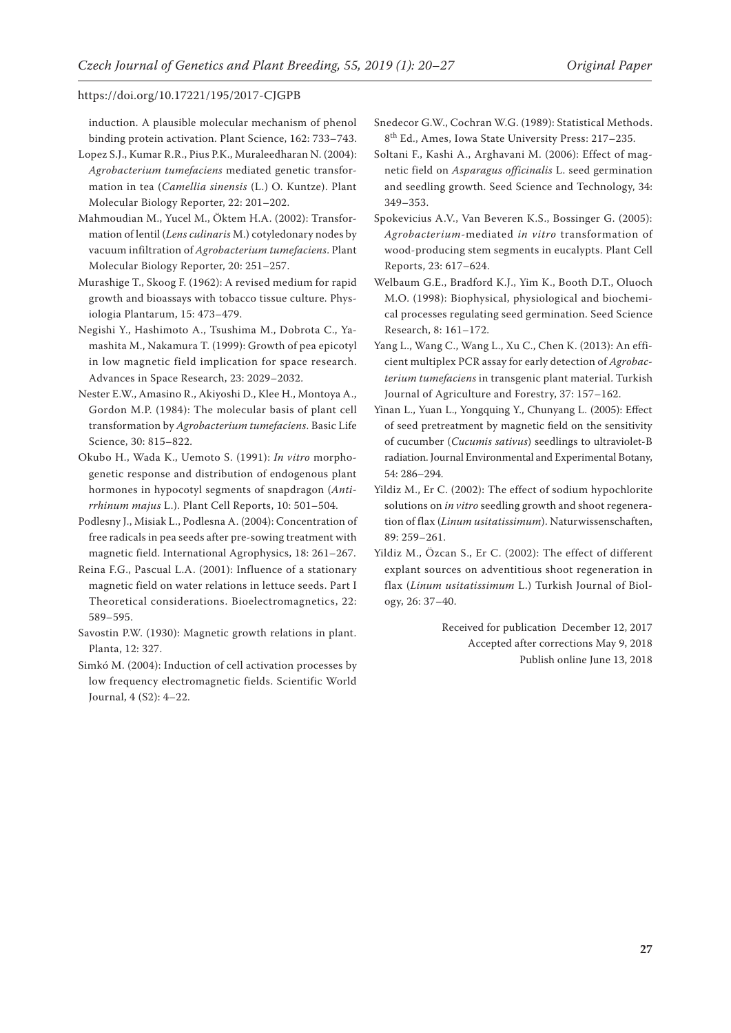induction. A plausible molecular mechanism of phenol binding protein activation. Plant Science, 162: 733–743.

Lopez S.J., Kumar R.R., Pius P.K., Muraleedharan N. (2004): *Agrobacterium tumefaciens* mediated genetic transformation in tea (*Camellia sinensis* (L.) O. Kuntze). Plant Molecular Biology Reporter, 22: 201–202.

Mahmoudian M., Yucel M., Öktem H.A. (2002): Transformation of lentil (*Lens culinaris* M.) cotyledonary nodes by vacuum infiltration of *Agrobacterium tumefaciens*. Plant Molecular Biology Reporter, 20: 251–257.

Murashige T., Skoog F. (1962): A revised medium for rapid growth and bioassays with tobacco tissue culture. Physiologia Plantarum, 15: 473–479.

Negishi Y., Hashimoto A., Tsushima M., Dobrota C., Yamashita M., Nakamura T. (1999): Growth of pea epicotyl in low magnetic field implication for space research. Advances in Space Research, 23: 2029–2032.

Nester E.W., Amasino R., Akiyoshi D., Klee H., Montoya A., Gordon M.P. (1984): The molecular basis of plant cell transformation by *Agrobacterium tumefaciens*. Basic Life Science, 30: 815–822.

Okubo H., Wada K., Uemoto S. (1991): *In vitro* morphogenetic response and distribution of endogenous plant hormones in hypocotyl segments of snapdragon (*Antirrhinum majus* L.). Plant Cell Reports, 10: 501–504.

Podlesny J., Misiak L., Podlesna A. (2004): Concentration of free radicals in pea seeds after pre-sowing treatment with magnetic field. International Agrophysics, 18: 261–267.

Reina F.G., Pascual L.A. (2001): Influence of a stationary magnetic field on water relations in lettuce seeds. Part I Theoretical considerations. Bioelectromagnetics, 22: 589–595.

Savostin P.W. (1930): Magnetic growth relations in plant. Planta, 12: 327.

Simkó M. (2004): Induction of cell activation processes by low frequency electromagnetic fields. Scientific World Journal, 4 (S2): 4–22.

Snedecor G.W., Cochran W.G. (1989): Statistical Methods. 8th Ed., Ames, Iowa State University Press: 217–235.

Soltani F., Kashi A., Arghavani M. (2006): Effect of magnetic field on *Asparagus officinalis* L. seed germination and seedling growth. Seed Science and Technology, 34: 349–353.

Spokevicius A.V., Van Beveren K.S., Bossinger G. (2005): *Agrobacterium*-mediated *in vitro* transformation of wood-producing stem segments in eucalypts. Plant Cell Reports, 23: 617–624.

Welbaum G.E., Bradford K.J., Yim K., Booth D.T., Oluoch M.O. (1998): Biophysical, physiological and biochemical processes regulating seed germination. Seed Science Research, 8: 161–172.

Yang L., Wang C., Wang L., Xu C., Chen K. (2013): An efficient multiplex PCR assay for early detection of *Agrobacterium tumefaciens* in transgenic plant material. Turkish Journal of Agriculture and Forestry, 37: 157–162.

Yinan L., Yuan L., Yongquing Y., Chunyang L. (2005): Effect of seed pretreatment by magnetic field on the sensitivity of cucumber (*Cucumis sativus*) seedlings to ultraviolet-B radiation. Journal Environmental and Experimental Botany, 54: 286–294.

Yildiz M., Er C. (2002): The effect of sodium hypochlorite solutions on *in vitro* seedling growth and shoot regeneration of flax (*Linum usitatissimum*). Naturwissenschaften, 89: 259–261.

Yildiz M., Özcan S., Er C. (2002): The effect of different explant sources on adventitious shoot regeneration in flax (*Linum usitatissimum* L.) Turkish Journal of Biology, 26: 37–40.

Received for publication December 12, 2017
Accepted after corrections May 9, 2018
Publish online June 13, 2018